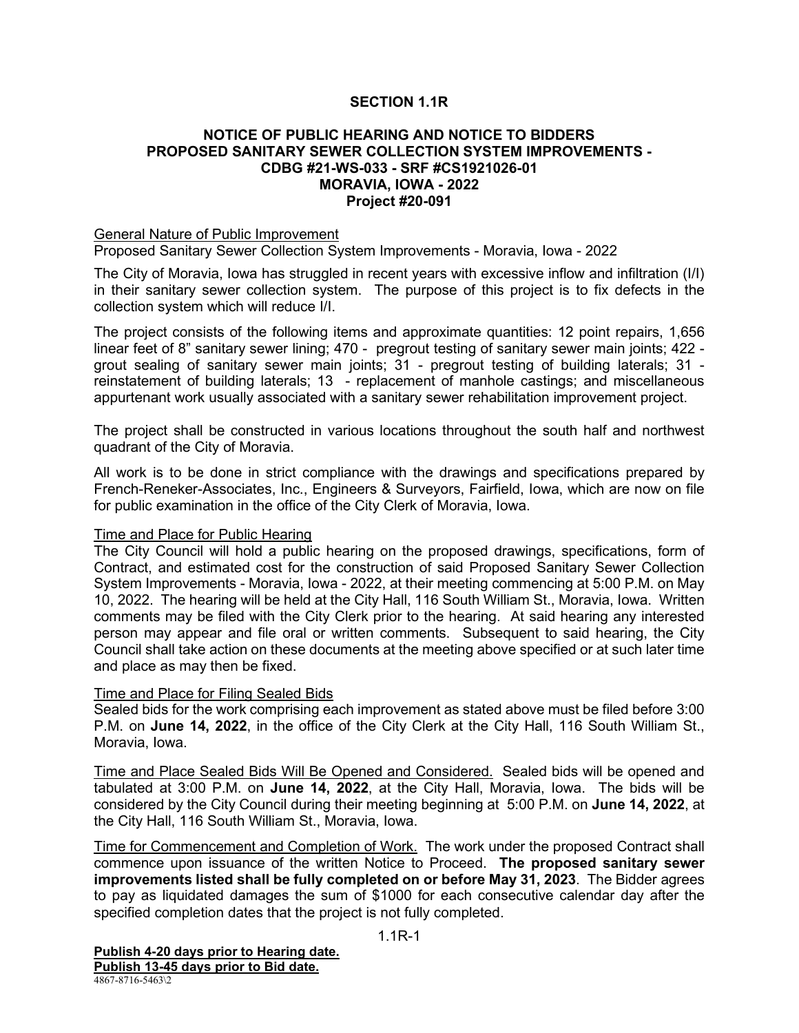## SECTION 1.1R

### NOTICE OF PUBLIC HEARING AND NOTICE TO BIDDERS
### PROPOSED SANITARY SEWER COLLECTION SYSTEM IMPROVEMENTS - CDBG #21-WS-033 - SRF #CS1921026-01
### MORAVIA, IOWA - 2022
### Project #20-091

General Nature of Public Improvement

Proposed Sanitary Sewer Collection System Improvements - Moravia, Iowa - 2022

The City of Moravia, Iowa has struggled in recent years with excessive inflow and infiltration (I/I) in their sanitary sewer collection system. The purpose of this project is to fix defects in the collection system which will reduce I/I.

The project consists of the following items and approximate quantities: 12 point repairs, 1,656 linear feet of 8" sanitary sewer lining; 470 - pregrout testing of sanitary sewer main joints; 422 - grout sealing of sanitary sewer main joints; 31 - pregrout testing of building laterals; 31 - reinstatement of building laterals; 13 - replacement of manhole castings; and miscellaneous appurtenant work usually associated with a sanitary sewer rehabilitation improvement project.

The project shall be constructed in various locations throughout the south half and northwest quadrant of the City of Moravia.

All work is to be done in strict compliance with the drawings and specifications prepared by French-Reneker-Associates, Inc., Engineers & Surveyors, Fairfield, Iowa, which are now on file for public examination in the office of the City Clerk of Moravia, Iowa.

Time and Place for Public Hearing

The City Council will hold a public hearing on the proposed drawings, specifications, form of Contract, and estimated cost for the construction of said Proposed Sanitary Sewer Collection System Improvements - Moravia, Iowa - 2022, at their meeting commencing at 5:00 P.M. on May 10, 2022. The hearing will be held at the City Hall, 116 South William St., Moravia, Iowa. Written comments may be filed with the City Clerk prior to the hearing. At said hearing any interested person may appear and file oral or written comments. Subsequent to said hearing, the City Council shall take action on these documents at the meeting above specified or at such later time and place as may then be fixed.

Time and Place for Filing Sealed Bids

Sealed bids for the work comprising each improvement as stated above must be filed before 3:00 P.M. on **June 14, 2022**, in the office of the City Clerk at the City Hall, 116 South William St., Moravia, Iowa.

Time and Place Sealed Bids Will Be Opened and Considered. Sealed bids will be opened and tabulated at 3:00 P.M. on **June 14, 2022**, at the City Hall, Moravia, Iowa. The bids will be considered by the City Council during their meeting beginning at 5:00 P.M. on **June 14, 2022**, at the City Hall, 116 South William St., Moravia, Iowa.

Time for Commencement and Completion of Work. The work under the proposed Contract shall commence upon issuance of the written Notice to Proceed. **The proposed sanitary sewer improvements listed shall be fully completed on or before May 31, 2023**. The Bidder agrees to pay as liquidated damages the sum of $1000 for each consecutive calendar day after the specified completion dates that the project is not fully completed.

**Publish 4-20 days prior to Hearing date.**
**Publish 13-45 days prior to Bid date.**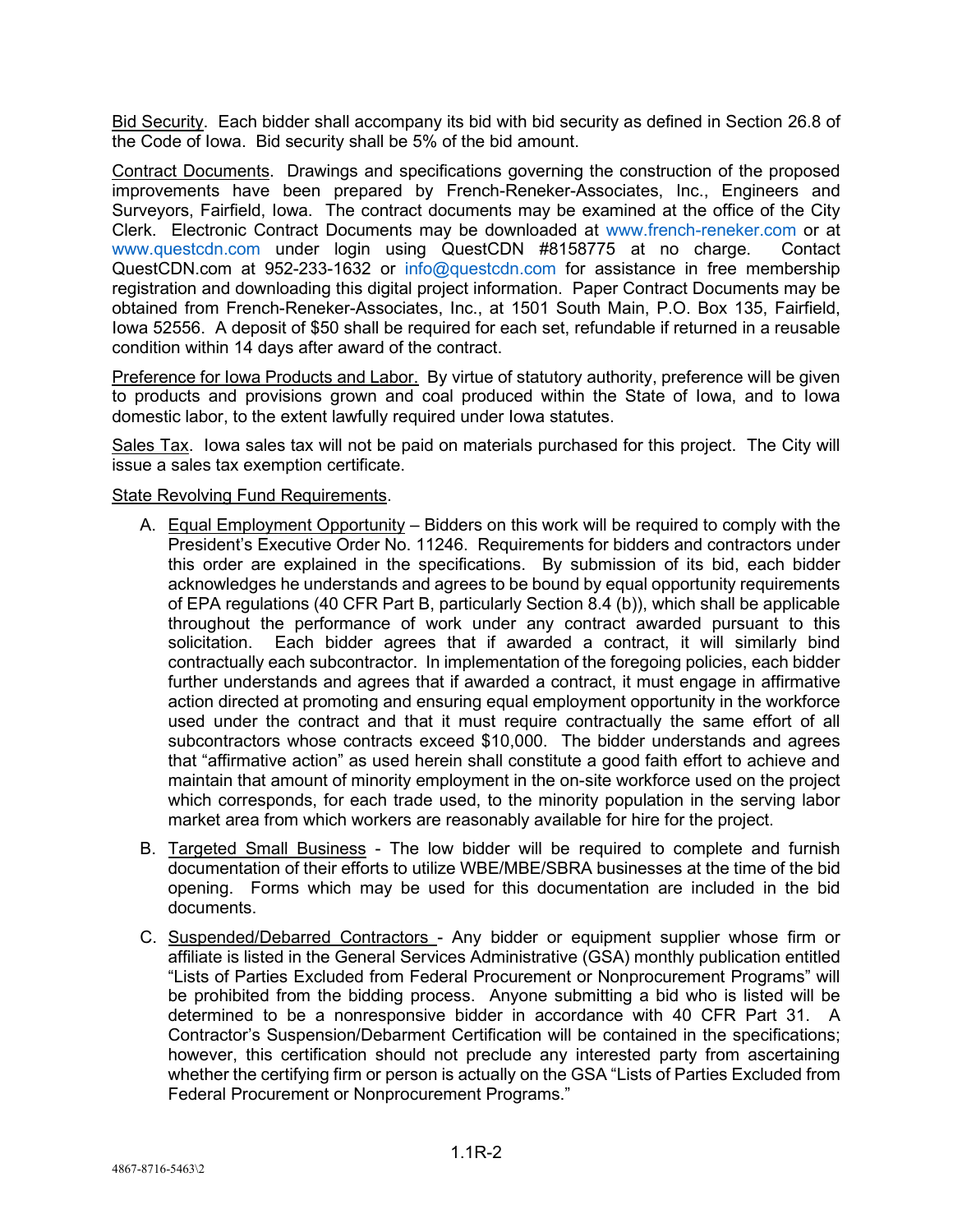Bid Security. Each bidder shall accompany its bid with bid security as defined in Section 26.8 of the Code of Iowa. Bid security shall be 5% of the bid amount.

Contract Documents. Drawings and specifications governing the construction of the proposed improvements have been prepared by French-Reneker-Associates, Inc., Engineers and Surveyors, Fairfield, Iowa. The contract documents may be examined at the office of the City Clerk. Electronic Contract Documents may be downloaded at www.french-reneker.com or at www.questcdn.com under login using QuestCDN #8158775 at no charge. Contact QuestCDN.com at 952-233-1632 or info@questcdn.com for assistance in free membership registration and downloading this digital project information. Paper Contract Documents may be obtained from French-Reneker-Associates, Inc., at 1501 South Main, P.O. Box 135, Fairfield, Iowa 52556. A deposit of $50 shall be required for each set, refundable if returned in a reusable condition within 14 days after award of the contract.

Preference for Iowa Products and Labor. By virtue of statutory authority, preference will be given to products and provisions grown and coal produced within the State of Iowa, and to Iowa domestic labor, to the extent lawfully required under Iowa statutes.

Sales Tax. Iowa sales tax will not be paid on materials purchased for this project. The City will issue a sales tax exemption certificate.

State Revolving Fund Requirements.

A. Equal Employment Opportunity – Bidders on this work will be required to comply with the President's Executive Order No. 11246. Requirements for bidders and contractors under this order are explained in the specifications. By submission of its bid, each bidder acknowledges he understands and agrees to be bound by equal opportunity requirements of EPA regulations (40 CFR Part B, particularly Section 8.4 (b)), which shall be applicable throughout the performance of work under any contract awarded pursuant to this solicitation. Each bidder agrees that if awarded a contract, it will similarly bind contractually each subcontractor. In implementation of the foregoing policies, each bidder further understands and agrees that if awarded a contract, it must engage in affirmative action directed at promoting and ensuring equal employment opportunity in the workforce used under the contract and that it must require contractually the same effort of all subcontractors whose contracts exceed $10,000. The bidder understands and agrees that "affirmative action" as used herein shall constitute a good faith effort to achieve and maintain that amount of minority employment in the on-site workforce used on the project which corresponds, for each trade used, to the minority population in the serving labor market area from which workers are reasonably available for hire for the project.

B. Targeted Small Business - The low bidder will be required to complete and furnish documentation of their efforts to utilize WBE/MBE/SBRA businesses at the time of the bid opening. Forms which may be used for this documentation are included in the bid documents.

C. Suspended/Debarred Contractors - Any bidder or equipment supplier whose firm or affiliate is listed in the General Services Administrative (GSA) monthly publication entitled "Lists of Parties Excluded from Federal Procurement or Nonprocurement Programs" will be prohibited from the bidding process. Anyone submitting a bid who is listed will be determined to be a nonresponsive bidder in accordance with 40 CFR Part 31. A Contractor's Suspension/Debarment Certification will be contained in the specifications; however, this certification should not preclude any interested party from ascertaining whether the certifying firm or person is actually on the GSA "Lists of Parties Excluded from Federal Procurement or Nonprocurement Programs."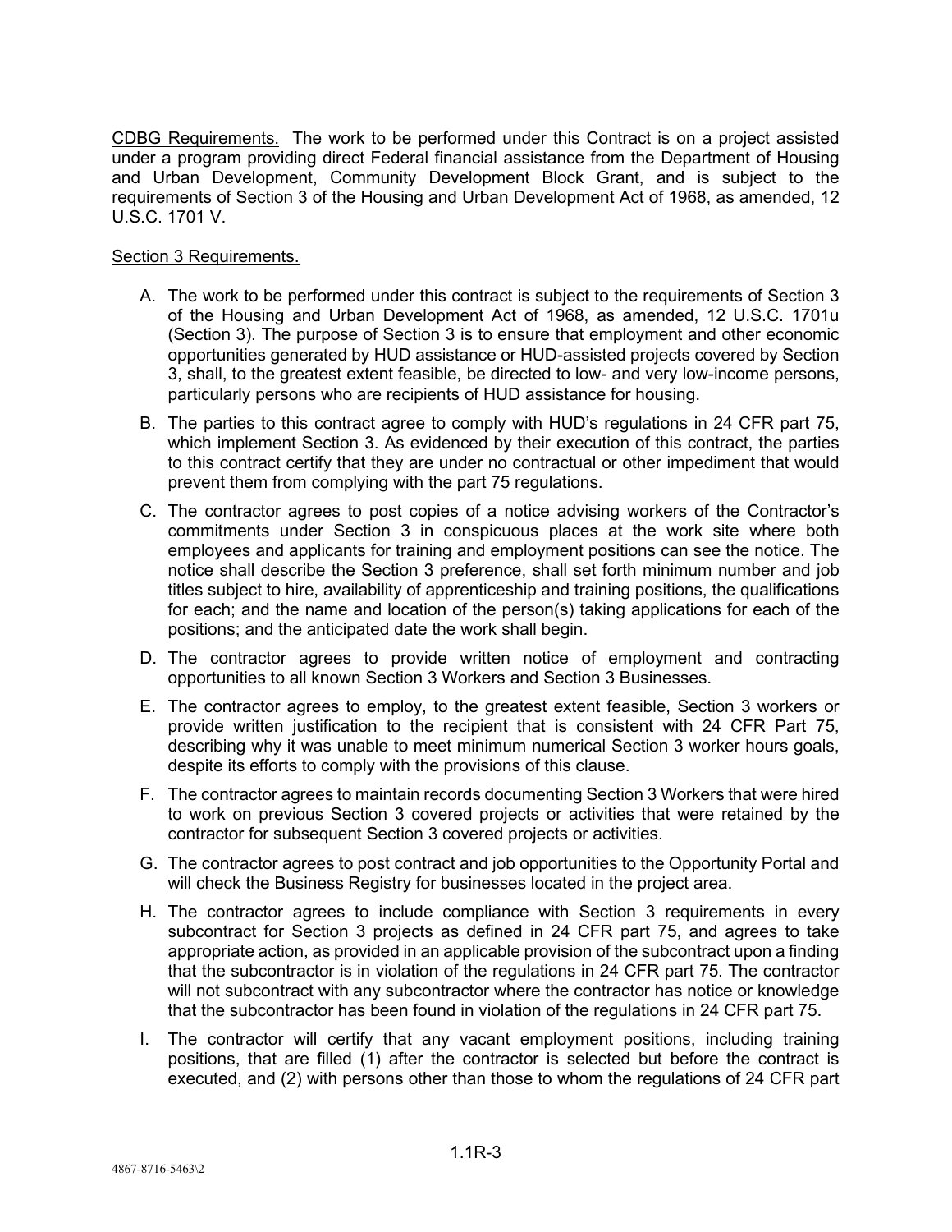CDBG Requirements. The work to be performed under this Contract is on a project assisted under a program providing direct Federal financial assistance from the Department of Housing and Urban Development, Community Development Block Grant, and is subject to the requirements of Section 3 of the Housing and Urban Development Act of 1968, as amended, 12 U.S.C. 1701 V.

Section 3 Requirements.

A. The work to be performed under this contract is subject to the requirements of Section 3 of the Housing and Urban Development Act of 1968, as amended, 12 U.S.C. 1701u (Section 3). The purpose of Section 3 is to ensure that employment and other economic opportunities generated by HUD assistance or HUD-assisted projects covered by Section 3, shall, to the greatest extent feasible, be directed to low- and very low-income persons, particularly persons who are recipients of HUD assistance for housing.

B. The parties to this contract agree to comply with HUD's regulations in 24 CFR part 75, which implement Section 3. As evidenced by their execution of this contract, the parties to this contract certify that they are under no contractual or other impediment that would prevent them from complying with the part 75 regulations.

C. The contractor agrees to post copies of a notice advising workers of the Contractor's commitments under Section 3 in conspicuous places at the work site where both employees and applicants for training and employment positions can see the notice. The notice shall describe the Section 3 preference, shall set forth minimum number and job titles subject to hire, availability of apprenticeship and training positions, the qualifications for each; and the name and location of the person(s) taking applications for each of the positions; and the anticipated date the work shall begin.

D. The contractor agrees to provide written notice of employment and contracting opportunities to all known Section 3 Workers and Section 3 Businesses.

E. The contractor agrees to employ, to the greatest extent feasible, Section 3 workers or provide written justification to the recipient that is consistent with 24 CFR Part 75, describing why it was unable to meet minimum numerical Section 3 worker hours goals, despite its efforts to comply with the provisions of this clause.

F. The contractor agrees to maintain records documenting Section 3 Workers that were hired to work on previous Section 3 covered projects or activities that were retained by the contractor for subsequent Section 3 covered projects or activities.

G. The contractor agrees to post contract and job opportunities to the Opportunity Portal and will check the Business Registry for businesses located in the project area.

H. The contractor agrees to include compliance with Section 3 requirements in every subcontract for Section 3 projects as defined in 24 CFR part 75, and agrees to take appropriate action, as provided in an applicable provision of the subcontract upon a finding that the subcontractor is in violation of the regulations in 24 CFR part 75. The contractor will not subcontract with any subcontractor where the contractor has notice or knowledge that the subcontractor has been found in violation of the regulations in 24 CFR part 75.

I. The contractor will certify that any vacant employment positions, including training positions, that are filled (1) after the contractor is selected but before the contract is executed, and (2) with persons other than those to whom the regulations of 24 CFR part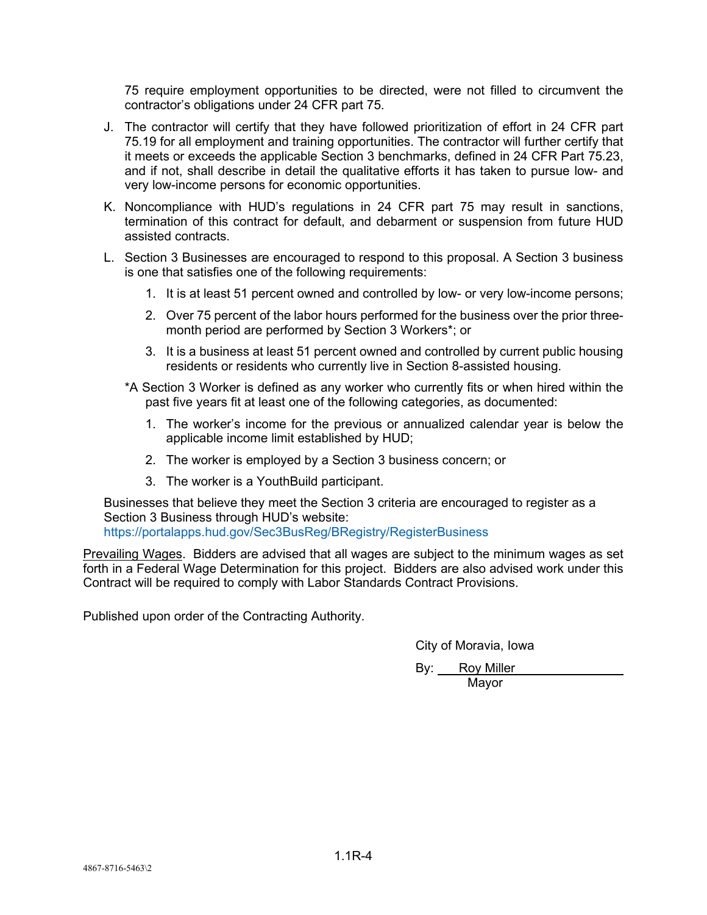75 require employment opportunities to be directed, were not filled to circumvent the contractor's obligations under 24 CFR part 75.

J. The contractor will certify that they have followed prioritization of effort in 24 CFR part 75.19 for all employment and training opportunities. The contractor will further certify that it meets or exceeds the applicable Section 3 benchmarks, defined in 24 CFR Part 75.23, and if not, shall describe in detail the qualitative efforts it has taken to pursue low- and very low-income persons for economic opportunities.

K. Noncompliance with HUD's regulations in 24 CFR part 75 may result in sanctions, termination of this contract for default, and debarment or suspension from future HUD assisted contracts.

L. Section 3 Businesses are encouraged to respond to this proposal. A Section 3 business is one that satisfies one of the following requirements:

   1. It is at least 51 percent owned and controlled by low- or very low-income persons;
   2. Over 75 percent of the labor hours performed for the business over the prior three-month period are performed by Section 3 Workers*; or
   3. It is a business at least 51 percent owned and controlled by current public housing residents or residents who currently live in Section 8-assisted housing.

   *A Section 3 Worker is defined as any worker who currently fits or when hired within the past five years fit at least one of the following categories, as documented:

   1. The worker's income for the previous or annualized calendar year is below the applicable income limit established by HUD;
   2. The worker is employed by a Section 3 business concern; or
   3. The worker is a YouthBuild participant.

Businesses that believe they meet the Section 3 criteria are encouraged to register as a Section 3 Business through HUD's website: https://portalapps.hud.gov/Sec3BusReg/BRegistry/RegisterBusiness

Prevailing Wages. Bidders are advised that all wages are subject to the minimum wages as set forth in a Federal Wage Determination for this project. Bidders are also advised work under this Contract will be required to comply with Labor Standards Contract Provisions.

Published upon order of the Contracting Authority.

City of Moravia, Iowa

By: Roy Miller
Mayor

4867-8716-5463\2